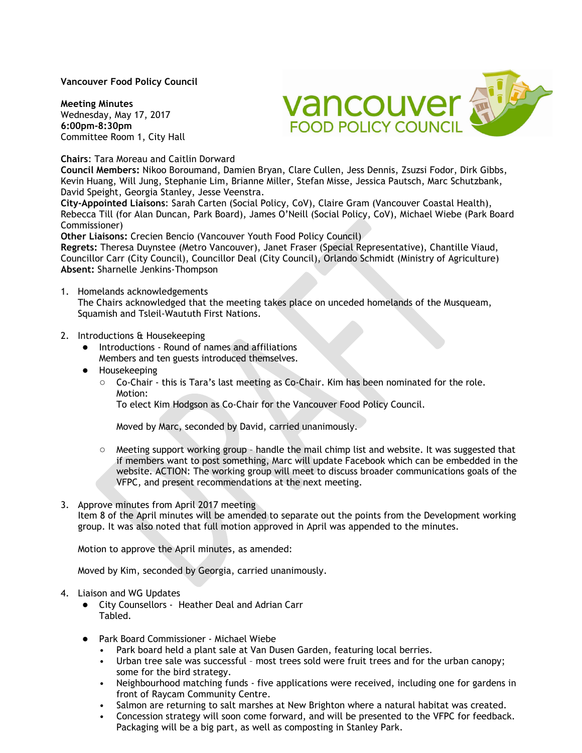**Vancouver Food Policy Council**

**Meeting Minutes**
Wednesday, May 17, 2017
**6:00pm-8:30pm**
Committee Room 1, City Hall

**Chairs**: Tara Moreau and Caitlin Dorward
**Council Members:** Nikoo Boroumand, Damien Bryan, Clare Cullen, Jess Dennis, Zsuzsi Fodor, Dirk Gibbs, Kevin Huang, Will Jung, Stephanie Lim, Brianne Miller, Stefan Misse, Jessica Pautsch, Marc Schutzbank, David Speight, Georgia Stanley, Jesse Veenstra.
**City-Appointed Liaisons**: Sarah Carten (Social Policy, CoV), Claire Gram (Vancouver Coastal Health), Rebecca Till (for Alan Duncan, Park Board), James O'Neill (Social Policy, CoV), Michael Wiebe (Park Board Commissioner)
**Other Liaisons:** Crecien Bencio (Vancouver Youth Food Policy Council)
**Regrets:** Theresa Duynstee (Metro Vancouver), Janet Fraser (Special Representative), Chantille Viaud, Councillor Carr (City Council), Councillor Deal (City Council), Orlando Schmidt (Ministry of Agriculture)
**Absent:** Sharnelle Jenkins-Thompson

1. Homelands acknowledgements
   The Chairs acknowledged that the meeting takes place on unceded homelands of the Musqueam, Squamish and Tsleil-Waututh First Nations.

2. Introductions & Housekeeping
   - Introductions - Round of names and affiliations
     Members and ten guests introduced themselves.
   - Housekeeping
     - Co-Chair - this is Tara's last meeting as Co-Chair. Kim has been nominated for the role.
       Motion:
       To elect Kim Hodgson as Co-Chair for the Vancouver Food Policy Council.

       Moved by Marc, seconded by David, carried unanimously.

     - Meeting support working group – handle the mail chimp list and website. It was suggested that if members want to post something, Marc will update Facebook which can be embedded in the website. ACTION: The working group will meet to discuss broader communications goals of the VFPC, and present recommendations at the next meeting.

3. Approve minutes from April 2017 meeting
   Item 8 of the April minutes will be amended to separate out the points from the Development working group. It was also noted that full motion approved in April was appended to the minutes.

   Motion to approve the April minutes, as amended:

   Moved by Kim, seconded by Georgia, carried unanimously.

4. Liaison and WG Updates
   - City Counsellors - Heather Deal and Adrian Carr
     Tabled.

   - Park Board Commissioner - Michael Wiebe
     - Park board held a plant sale at Van Dusen Garden, featuring local berries.
     - Urban tree sale was successful – most trees sold were fruit trees and for the urban canopy; some for the bird strategy.
     - Neighbourhood matching funds - five applications were received, including one for gardens in front of Raycam Community Centre.
     - Salmon are returning to salt marshes at New Brighton where a natural habitat was created.
     - Concession strategy will soon come forward, and will be presented to the VFPC for feedback. Packaging will be a big part, as well as composting in Stanley Park.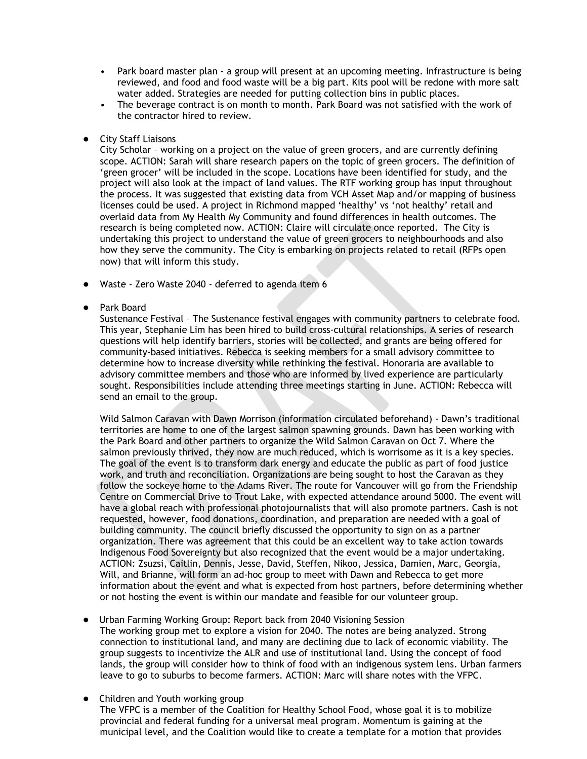- Park board master plan - a group will present at an upcoming meeting. Infrastructure is being reviewed, and food and food waste will be a big part. Kits pool will be redone with more salt water added. Strategies are needed for putting collection bins in public places.
- The beverage contract is on month to month. Park Board was not satisfied with the work of the contractor hired to review.

- City Staff Liaisons
  City Scholar – working on a project on the value of green grocers, and are currently defining scope. ACTION: Sarah will share research papers on the topic of green grocers. The definition of 'green grocer' will be included in the scope. Locations have been identified for study, and the project will also look at the impact of land values. The RTF working group has input throughout the process. It was suggested that existing data from VCH Asset Map and/or mapping of business licenses could be used. A project in Richmond mapped 'healthy' vs 'not healthy' retail and overlaid data from My Health My Community and found differences in health outcomes. The research is being completed now. ACTION: Claire will circulate once reported. The City is undertaking this project to understand the value of green grocers to neighbourhoods and also how they serve the community. The City is embarking on projects related to retail (RFPs open now) that will inform this study.

- Waste - Zero Waste 2040 - deferred to agenda item 6

- Park Board
  Sustenance Festival – The Sustenance festival engages with community partners to celebrate food. This year, Stephanie Lim has been hired to build cross-cultural relationships. A series of research questions will help identify barriers, stories will be collected, and grants are being offered for community-based initiatives. Rebecca is seeking members for a small advisory committee to determine how to increase diversity while rethinking the festival. Honoraria are available to advisory committee members and those who are informed by lived experience are particularly sought. Responsibilities include attending three meetings starting in June. ACTION: Rebecca will send an email to the group.

  Wild Salmon Caravan with Dawn Morrison (information circulated beforehand) - Dawn's traditional territories are home to one of the largest salmon spawning grounds. Dawn has been working with the Park Board and other partners to organize the Wild Salmon Caravan on Oct 7. Where the salmon previously thrived, they now are much reduced, which is worrisome as it is a key species. The goal of the event is to transform dark energy and educate the public as part of food justice work, and truth and reconciliation. Organizations are being sought to host the Caravan as they follow the sockeye home to the Adams River. The route for Vancouver will go from the Friendship Centre on Commercial Drive to Trout Lake, with expected attendance around 5000. The event will have a global reach with professional photojournalists that will also promote partners. Cash is not requested, however, food donations, coordination, and preparation are needed with a goal of building community. The council briefly discussed the opportunity to sign on as a partner organization. There was agreement that this could be an excellent way to take action towards Indigenous Food Sovereignty but also recognized that the event would be a major undertaking. ACTION: Zsuzsi, Caitlin, Dennis, Jesse, David, Steffen, Nikoo, Jessica, Damien, Marc, Georgia, Will, and Brianne, will form an ad-hoc group to meet with Dawn and Rebecca to get more information about the event and what is expected from host partners, before determining whether or not hosting the event is within our mandate and feasible for our volunteer group.

- Urban Farming Working Group: Report back from 2040 Visioning Session
  The working group met to explore a vision for 2040. The notes are being analyzed. Strong connection to institutional land, and many are declining due to lack of economic viability. The group suggests to incentivize the ALR and use of institutional land. Using the concept of food lands, the group will consider how to think of food with an indigenous system lens. Urban farmers leave to go to suburbs to become farmers. ACTION: Marc will share notes with the VFPC.

- Children and Youth working group
  The VFPC is a member of the Coalition for Healthy School Food, whose goal it is to mobilize provincial and federal funding for a universal meal program. Momentum is gaining at the municipal level, and the Coalition would like to create a template for a motion that provides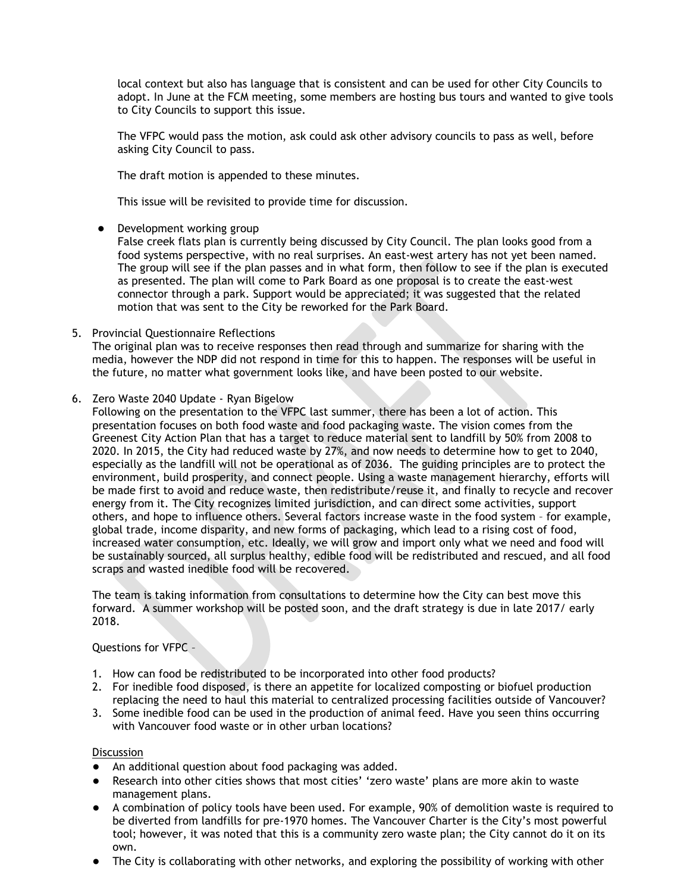local context but also has language that is consistent and can be used for other City Councils to adopt. In June at the FCM meeting, some members are hosting bus tours and wanted to give tools to City Councils to support this issue.

The VFPC would pass the motion, ask could ask other advisory councils to pass as well, before asking City Council to pass.

The draft motion is appended to these minutes.

This issue will be revisited to provide time for discussion.

- Development working group
  False creek flats plan is currently being discussed by City Council. The plan looks good from a food systems perspective, with no real surprises. An east-west artery has not yet been named. The group will see if the plan passes and in what form, then follow to see if the plan is executed as presented. The plan will come to Park Board as one proposal is to create the east-west connector through a park. Support would be appreciated; it was suggested that the related motion that was sent to the City be reworked for the Park Board.

5. Provincial Questionnaire Reflections
   The original plan was to receive responses then read through and summarize for sharing with the media, however the NDP did not respond in time for this to happen. The responses will be useful in the future, no matter what government looks like, and have been posted to our website.

6. Zero Waste 2040 Update - Ryan Bigelow
   Following on the presentation to the VFPC last summer, there has been a lot of action. This presentation focuses on both food waste and food packaging waste. The vision comes from the Greenest City Action Plan that has a target to reduce material sent to landfill by 50% from 2008 to 2020. In 2015, the City had reduced waste by 27%, and now needs to determine how to get to 2040, especially as the landfill will not be operational as of 2036. The guiding principles are to protect the environment, build prosperity, and connect people. Using a waste management hierarchy, efforts will be made first to avoid and reduce waste, then redistribute/reuse it, and finally to recycle and recover energy from it. The City recognizes limited jurisdiction, and can direct some activities, support others, and hope to influence others. Several factors increase waste in the food system – for example, global trade, income disparity, and new forms of packaging, which lead to a rising cost of food, increased water consumption, etc. Ideally, we will grow and import only what we need and food will be sustainably sourced, all surplus healthy, edible food will be redistributed and rescued, and all food scraps and wasted inedible food will be recovered.

   The team is taking information from consultations to determine how the City can best move this forward. A summer workshop will be posted soon, and the draft strategy is due in late 2017/ early 2018.

   Questions for VFPC –

   1. How can food be redistributed to be incorporated into other food products?
   2. For inedible food disposed, is there an appetite for localized composting or biofuel production replacing the need to haul this material to centralized processing facilities outside of Vancouver?
   3. Some inedible food can be used in the production of animal feed. Have you seen thins occurring with Vancouver food waste or in other urban locations?

   Discussion

   - An additional question about food packaging was added.
   - Research into other cities shows that most cities' 'zero waste' plans are more akin to waste management plans.
   - A combination of policy tools have been used. For example, 90% of demolition waste is required to be diverted from landfills for pre-1970 homes. The Vancouver Charter is the City's most powerful tool; however, it was noted that this is a community zero waste plan; the City cannot do it on its own.
   - The City is collaborating with other networks, and exploring the possibility of working with other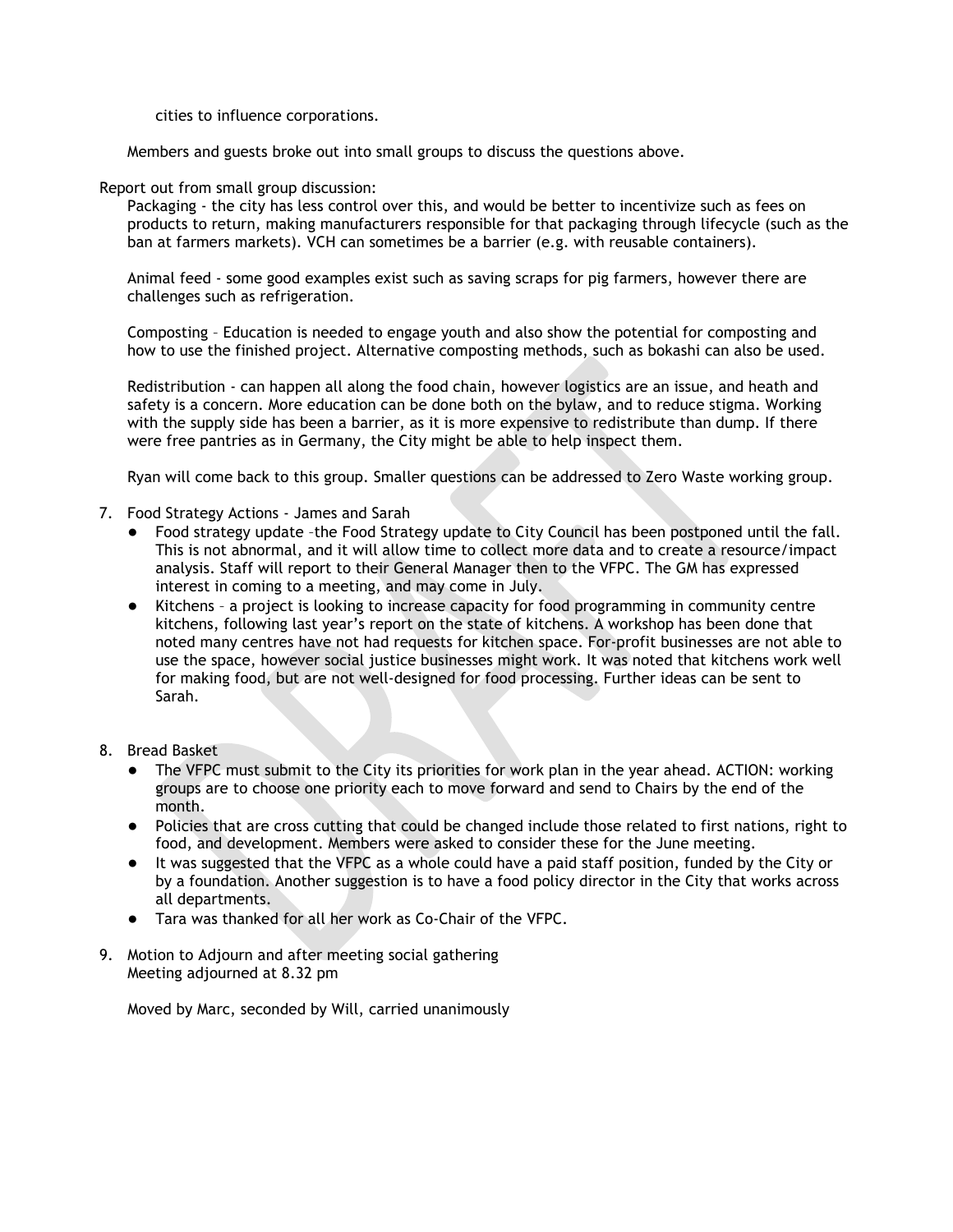cities to influence corporations.

Members and guests broke out into small groups to discuss the questions above.

Report out from small group discussion:

Packaging - the city has less control over this, and would be better to incentivize such as fees on products to return, making manufacturers responsible for that packaging through lifecycle (such as the ban at farmers markets). VCH can sometimes be a barrier (e.g. with reusable containers).

Animal feed - some good examples exist such as saving scraps for pig farmers, however there are challenges such as refrigeration.

Composting – Education is needed to engage youth and also show the potential for composting and how to use the finished project. Alternative composting methods, such as bokashi can also be used.

Redistribution - can happen all along the food chain, however logistics are an issue, and heath and safety is a concern. More education can be done both on the bylaw, and to reduce stigma. Working with the supply side has been a barrier, as it is more expensive to redistribute than dump. If there were free pantries as in Germany, the City might be able to help inspect them.

Ryan will come back to this group. Smaller questions can be addressed to Zero Waste working group.

7. Food Strategy Actions - James and Sarah
   - Food strategy update –the Food Strategy update to City Council has been postponed until the fall. This is not abnormal, and it will allow time to collect more data and to create a resource/impact analysis. Staff will report to their General Manager then to the VFPC. The GM has expressed interest in coming to a meeting, and may come in July.
   - Kitchens – a project is looking to increase capacity for food programming in community centre kitchens, following last year's report on the state of kitchens. A workshop has been done that noted many centres have not had requests for kitchen space. For-profit businesses are not able to use the space, however social justice businesses might work. It was noted that kitchens work well for making food, but are not well-designed for food processing. Further ideas can be sent to Sarah.

8. Bread Basket
   - The VFPC must submit to the City its priorities for work plan in the year ahead. ACTION: working groups are to choose one priority each to move forward and send to Chairs by the end of the month.
   - Policies that are cross cutting that could be changed include those related to first nations, right to food, and development. Members were asked to consider these for the June meeting.
   - It was suggested that the VFPC as a whole could have a paid staff position, funded by the City or by a foundation. Another suggestion is to have a food policy director in the City that works across all departments.
   - Tara was thanked for all her work as Co-Chair of the VFPC.

9. Motion to Adjourn and after meeting social gathering
   Meeting adjourned at 8.32 pm

   Moved by Marc, seconded by Will, carried unanimously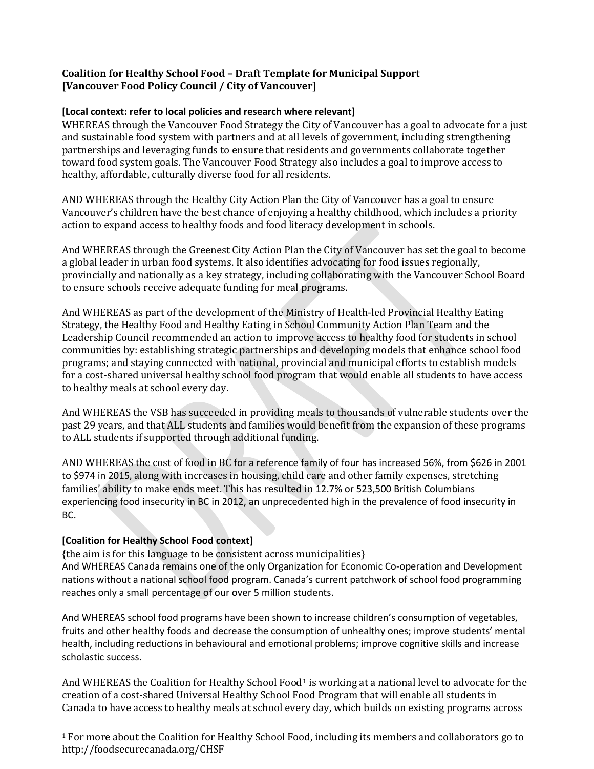**Coalition for Healthy School Food – Draft Template for Municipal Support [Vancouver Food Policy Council / City of Vancouver]**

**[Local context: refer to local policies and research where relevant]**

WHEREAS through the Vancouver Food Strategy the City of Vancouver has a goal to advocate for a just and sustainable food system with partners and at all levels of government, including strengthening partnerships and leveraging funds to ensure that residents and governments collaborate together toward food system goals. The Vancouver Food Strategy also includes a goal to improve access to healthy, affordable, culturally diverse food for all residents.

AND WHEREAS through the Healthy City Action Plan the City of Vancouver has a goal to ensure Vancouver's children have the best chance of enjoying a healthy childhood, which includes a priority action to expand access to healthy foods and food literacy development in schools.

And WHEREAS through the Greenest City Action Plan the City of Vancouver has set the goal to become a global leader in urban food systems. It also identifies advocating for food issues regionally, provincially and nationally as a key strategy, including collaborating with the Vancouver School Board to ensure schools receive adequate funding for meal programs.

And WHEREAS as part of the development of the Ministry of Health-led Provincial Healthy Eating Strategy, the Healthy Food and Healthy Eating in School Community Action Plan Team and the Leadership Council recommended an action to improve access to healthy food for students in school communities by: establishing strategic partnerships and developing models that enhance school food programs; and staying connected with national, provincial and municipal efforts to establish models for a cost-shared universal healthy school food program that would enable all students to have access to healthy meals at school every day.

And WHEREAS the VSB has succeeded in providing meals to thousands of vulnerable students over the past 29 years, and that ALL students and families would benefit from the expansion of these programs to ALL students if supported through additional funding.

AND WHEREAS the cost of food in BC for a reference family of four has increased 56%, from $626 in 2001 to $974 in 2015, along with increases in housing, child care and other family expenses, stretching families' ability to make ends meet. This has resulted in 12.7% or 523,500 British Columbians experiencing food insecurity in BC in 2012, an unprecedented high in the prevalence of food insecurity in BC.

**[Coalition for Healthy School Food context]**

{the aim is for this language to be consistent across municipalities}

And WHEREAS Canada remains one of the only Organization for Economic Co-operation and Development nations without a national school food program. Canada's current patchwork of school food programming reaches only a small percentage of our over 5 million students.

And WHEREAS school food programs have been shown to increase children's consumption of vegetables, fruits and other healthy foods and decrease the consumption of unhealthy ones; improve students' mental health, including reductions in behavioural and emotional problems; improve cognitive skills and increase scholastic success.

And WHEREAS the Coalition for Healthy School Food[1] is working at a national level to advocate for the creation of a cost-shared Universal Healthy School Food Program that will enable all students in Canada to have access to healthy meals at school every day, which builds on existing programs across

[1] For more about the Coalition for Healthy School Food, including its members and collaborators go to http://foodsecurecanada.org/CHSF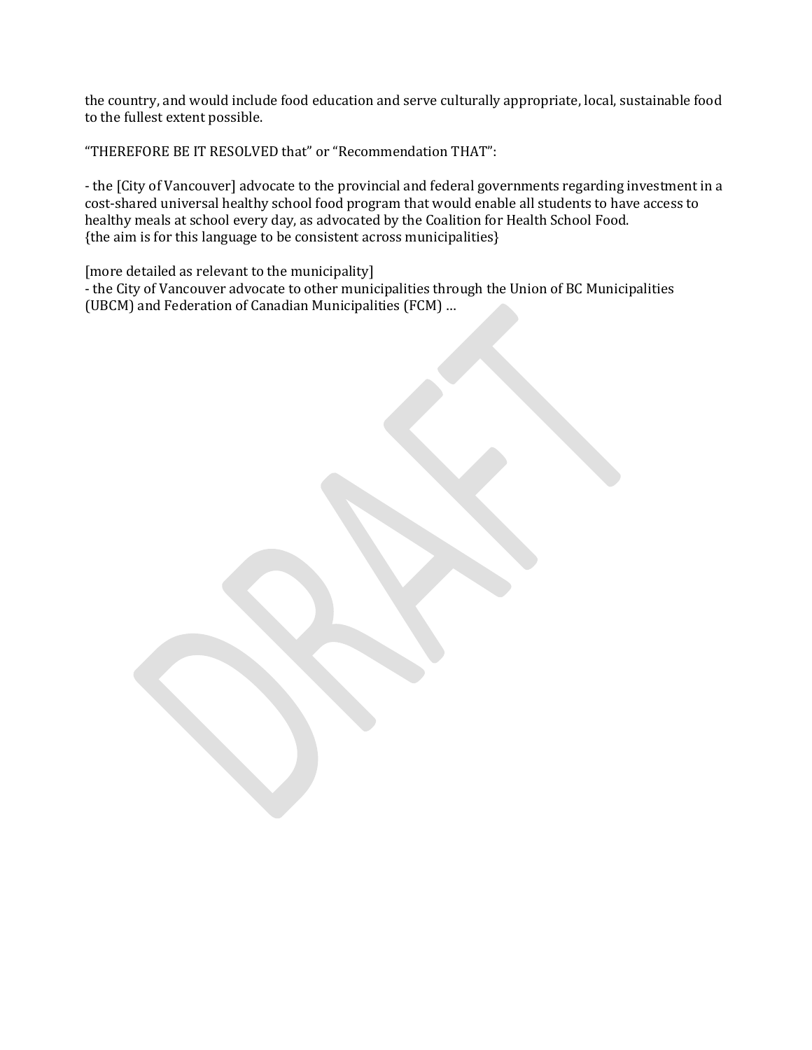the country, and would include food education and serve culturally appropriate, local, sustainable food to the fullest extent possible.

“THEREFORE BE IT RESOLVED that” or “Recommendation THAT”:

- the [City of Vancouver] advocate to the provincial and federal governments regarding investment in a cost-shared universal healthy school food program that would enable all students to have access to healthy meals at school every day, as advocated by the Coalition for Health School Food.
{the aim is for this language to be consistent across municipalities}

[more detailed as relevant to the municipality]
- the City of Vancouver advocate to other municipalities through the Union of BC Municipalities (UBCM) and Federation of Canadian Municipalities (FCM) …